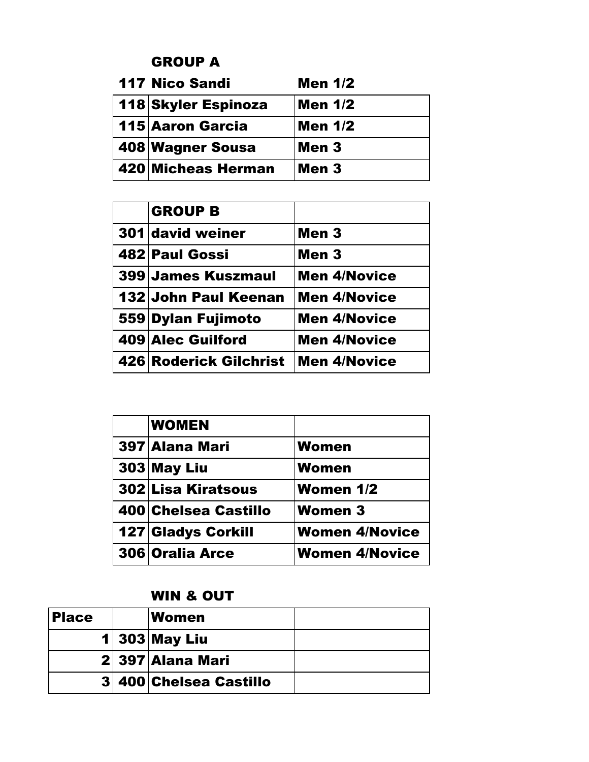## GROUP A

| | | |
|---|---|---|
| 117 | Nico Sandi | Men 1/2 |
| 118 | Skyler Espinoza | Men 1/2 |
| 115 | Aaron Garcia | Men 1/2 |
| 408 | Wagner Sousa | Men 3 |
| 420 | Micheas Herman | Men 3 |

| | GROUP B | |
|---|---|---|
| 301 | david weiner | Men 3 |
| 482 | Paul Gossi | Men 3 |
| 399 | James Kuszmaul | Men 4/Novice |
| 132 | John Paul Keenan | Men 4/Novice |
| 559 | Dylan Fujimoto | Men 4/Novice |
| 409 | Alec Guilford | Men 4/Novice |
| 426 | Roderick Gilchrist | Men 4/Novice |

| | WOMEN | |
|---|---|---|
| 397 | Alana Mari | Women |
| 303 | May Liu | Women |
| 302 | Lisa Kiratsous | Women 1/2 |
| 400 | Chelsea Castillo | Women 3 |
| 127 | Gladys Corkill | Women 4/Novice |
| 306 | Oralia Arce | Women 4/Novice |

## WIN & OUT

| Place | | Women | |
|---|---|---|---|
| 1 | 303 | May Liu | |
| 2 | 397 | Alana Mari | |
| 3 | 400 | Chelsea Castillo | |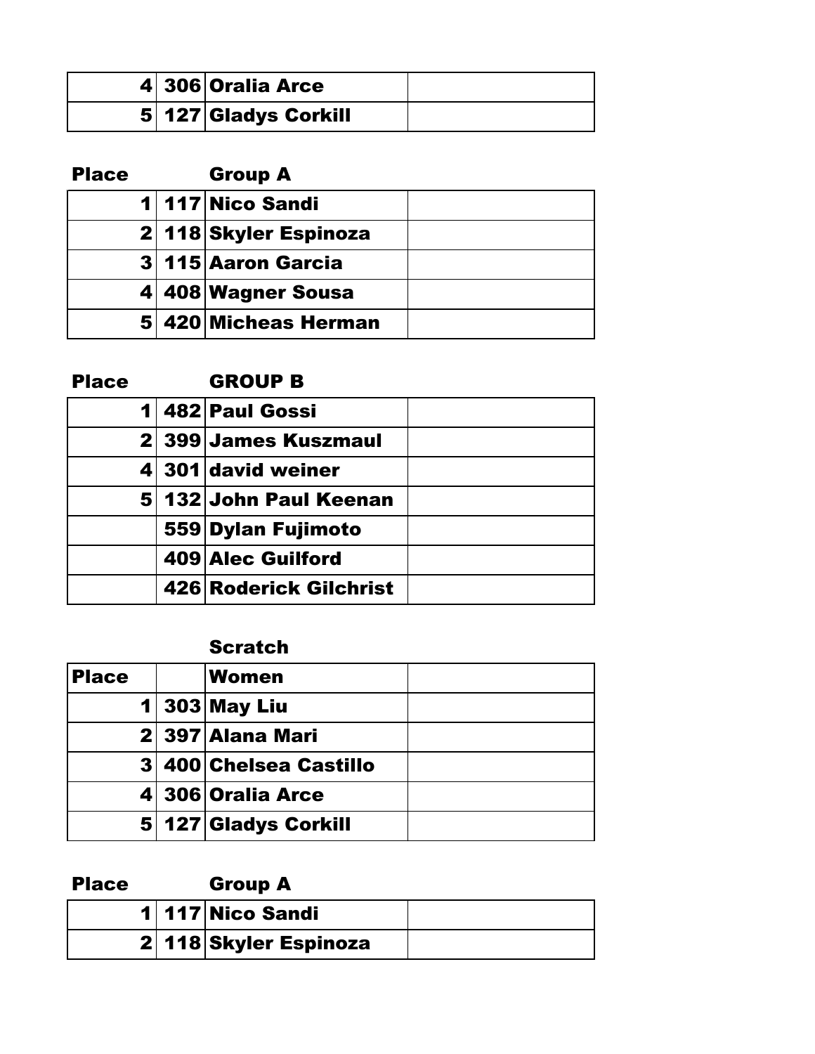| | | | |
|---|---|---|---|
| 4 | 306 | Oralia Arce | |
| 5 | 127 | Gladys Corkill | |

| Place | | Group A | |
|---|---|---|---|
| 1 | 117 | Nico Sandi | |
| 2 | 118 | Skyler Espinoza | |
| 3 | 115 | Aaron Garcia | |
| 4 | 408 | Wagner Sousa | |
| 5 | 420 | Micheas Herman | |

| Place | | GROUP B | |
|---|---|---|---|
| 1 | 482 | Paul Gossi | |
| 2 | 399 | James Kuszmaul | |
| 4 | 301 | david weiner | |
| 5 | 132 | John Paul Keenan | |
| | 559 | Dylan Fujimoto | |
| | 409 | Alec Guilford | |
| | 426 | Roderick Gilchrist | |

**Scratch**

| Place | | Women | |
|---|---|---|---|
| 1 | 303 | May Liu | |
| 2 | 397 | Alana Mari | |
| 3 | 400 | Chelsea Castillo | |
| 4 | 306 | Oralia Arce | |
| 5 | 127 | Gladys Corkill | |

| Place | | Group A | |
|---|---|---|---|
| 1 | 117 | Nico Sandi | |
| 2 | 118 | Skyler Espinoza | |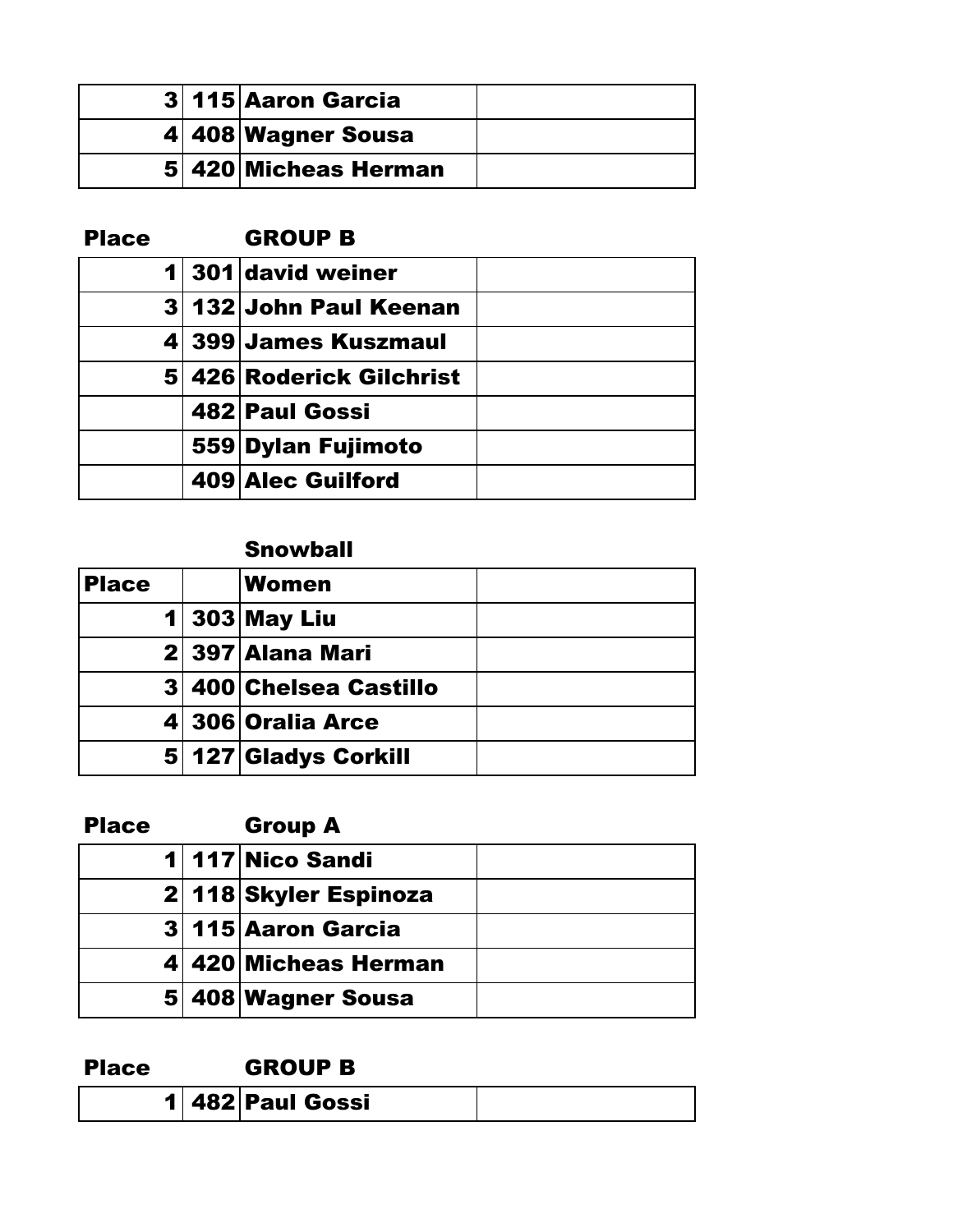| | | | |
|---|---|---|---|
| 3 | 115 | **Aaron Garcia** | |
| 4 | 408 | **Wagner Sousa** | |
| 5 | 420 | **Micheas Herman** | |

| Place | | GROUP B | |
|---|---|---|---|
| 1 | 301 | **david weiner** | |
| 3 | 132 | **John Paul Keenan** | |
| 4 | 399 | **James Kuszmaul** | |
| 5 | 426 | **Roderick Gilchrist** | |
| | 482 | **Paul Gossi** | |
| | 559 | **Dylan Fujimoto** | |
| | 409 | **Alec Guilford** | |

**Snowball**

| Place | | Women | |
|---|---|---|---|
| 1 | 303 | **May Liu** | |
| 2 | 397 | **Alana Mari** | |
| 3 | 400 | **Chelsea Castillo** | |
| 4 | 306 | **Oralia Arce** | |
| 5 | 127 | **Gladys Corkill** | |

| Place | | Group A | |
|---|---|---|---|
| 1 | 117 | **Nico Sandi** | |
| 2 | 118 | **Skyler Espinoza** | |
| 3 | 115 | **Aaron Garcia** | |
| 4 | 420 | **Micheas Herman** | |
| 5 | 408 | **Wagner Sousa** | |

| Place | | GROUP B | |
|---|---|---|---|
| 1 | 482 | **Paul Gossi** | |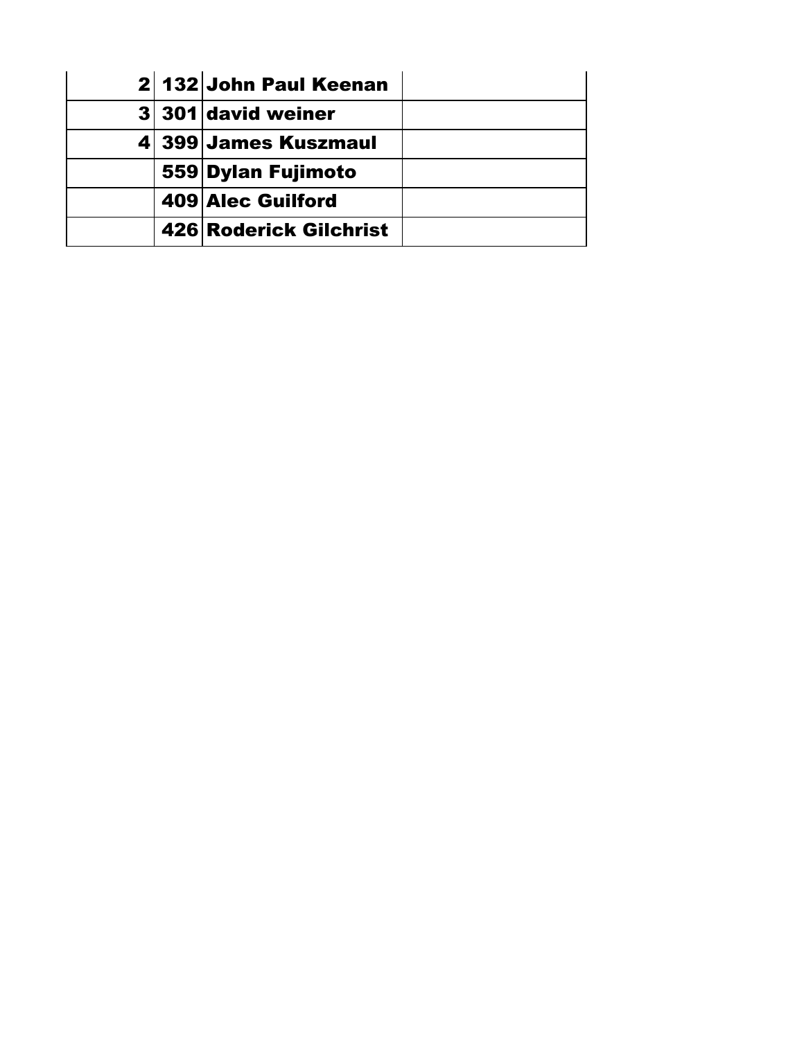| | | | |
|---|---|---|---|
| 2 | 132 | John Paul Keenan | |
| 3 | 301 | david weiner | |
| 4 | 399 | James Kuszmaul | |
| | 559 | Dylan Fujimoto | |
| | 409 | Alec Guilford | |
| | 426 | Roderick Gilchrist | |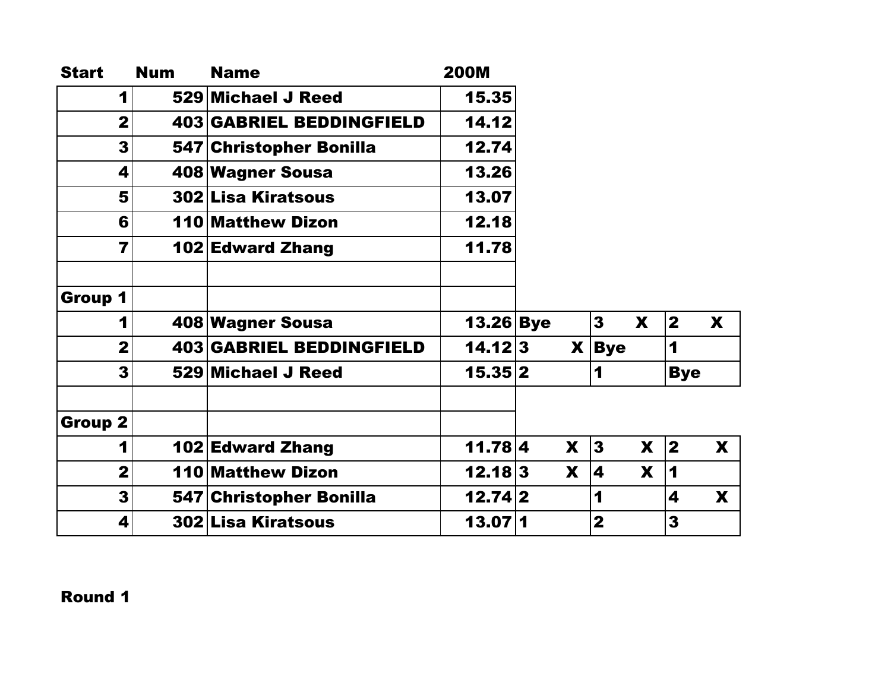| Start | Num | Name | 200M | | | | | | |
|---|---|---|---|---|---|---|---|---|---|
| 1 | 529 | Michael J Reed | 15.35 | | | | | | |
| 2 | 403 | GABRIEL BEDDINGFIELD | 14.12 | | | | | | |
| 3 | 547 | Christopher Bonilla | 12.74 | | | | | | |
| 4 | 408 | Wagner Sousa | 13.26 | | | | | | |
| 5 | 302 | Lisa Kiratsous | 13.07 | | | | | | |
| 6 | 110 | Matthew Dizon | 12.18 | | | | | | |
| 7 | 102 | Edward Zhang | 11.78 | | | | | | |
| | | | | | | | | | |
| Group 1 | | | | | | | | | |
| 1 | 408 | Wagner Sousa | 13.26 | Bye | | 3 | X | 2 | X |
| 2 | 403 | GABRIEL BEDDINGFIELD | 14.12 | 3 | X | Bye | | 1 | |
| 3 | 529 | Michael J Reed | 15.35 | 2 | | 1 | | Bye | |
| | | | | | | | | | |
| Group 2 | | | | | | | | | |
| 1 | 102 | Edward Zhang | 11.78 | 4 | X | 3 | X | 2 | X |
| 2 | 110 | Matthew Dizon | 12.18 | 3 | X | 4 | X | 1 | |
| 3 | 547 | Christopher Bonilla | 12.74 | 2 | | 1 | | 4 | X |
| 4 | 302 | Lisa Kiratsous | 13.07 | 1 | | 2 | | 3 | |

**Round 1**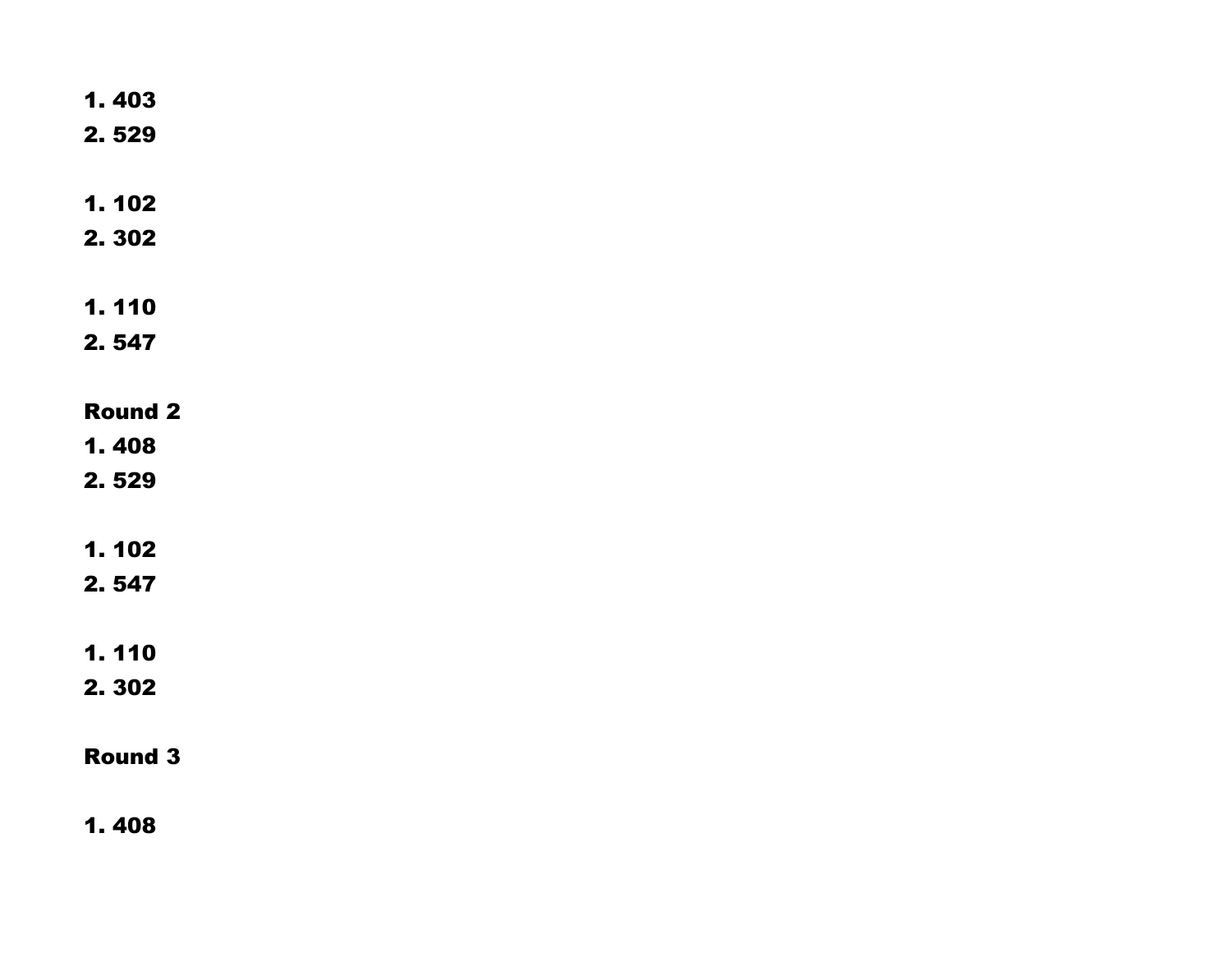**1. 403**
**2. 529**

**1. 102**
**2. 302**

**1. 110**
**2. 547**

**Round 2**
**1. 408**
**2. 529**

**1. 102**
**2. 547**

**1. 110**
**2. 302**

**Round 3**

**1. 408**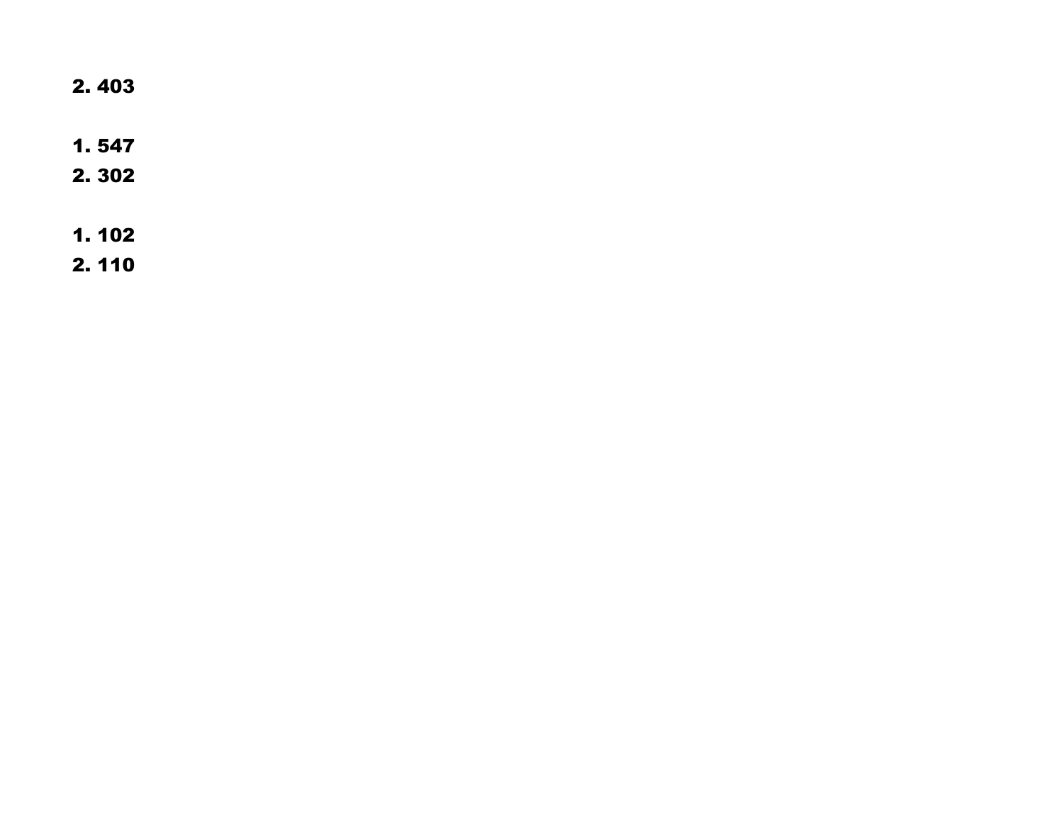**2. 403**

**1. 547**
**2. 302**

**1. 102**
**2. 110**